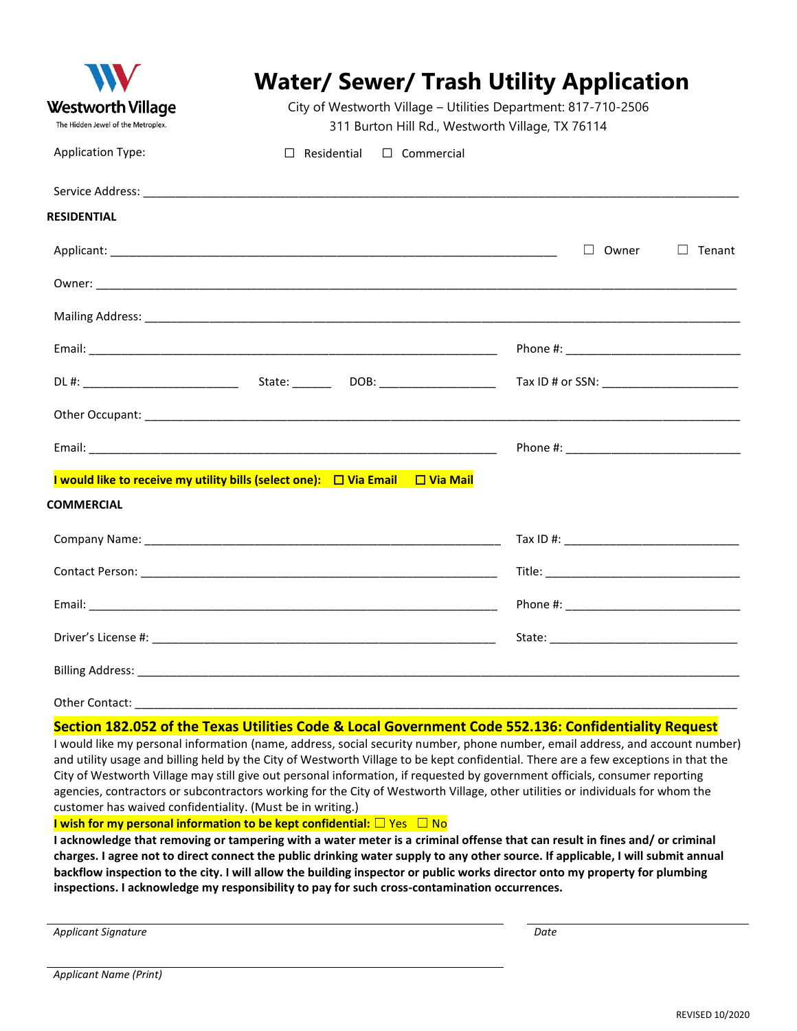Westworth Village
The Hidden Jewel of the Metroplex.

# Water/ Sewer/ Trash Utility Application

City of Westworth Village – Utilities Department: 817-710-2506
311 Burton Hill Rd., Westworth Village, TX 76114

Application Type: ☐ Residential ☐ Commercial

Service Address: ______________________________________________________________

**RESIDENTIAL**

Applicant: ______________________________________________ ☐ Owner ☐ Tenant

Owner: ______________________________________________________________

Mailing Address: ______________________________________________________________

Email: ______________________________________________ Phone #: ____________________

DL #: ____________________ State: ______ DOB: ______________ Tax ID # or SSN: ________________

Other Occupant: ______________________________________________________________

Email: ______________________________________________ Phone #: ____________________

**I would like to receive my utility bills (select one): ☐ Via Email ☐ Via Mail**

**COMMERCIAL**

Company Name: ________________________________________ Tax ID #: ____________________

Contact Person: ________________________________________ Title: ____________________

Email: ______________________________________________ Phone #: ____________________

Driver's License #: ________________________________________ State: ____________________

Billing Address: ______________________________________________________________

Other Contact: ______________________________________________________________

**Section 182.052 of the Texas Utilities Code & Local Government Code 552.136: Confidentiality Request**

I would like my personal information (name, address, social security number, phone number, email address, and account number) and utility usage and billing held by the City of Westworth Village to be kept confidential. There are a few exceptions in that the City of Westworth Village may still give out personal information, if requested by government officials, consumer reporting agencies, contractors or subcontractors working for the City of Westworth Village, other utilities or individuals for whom the customer has waived confidentiality. (Must be in writing.)

**I wish for my personal information to be kept confidential:** ☐ Yes ☐ No

**I acknowledge that removing or tampering with a water meter is a criminal offense that can result in fines and/ or criminal charges. I agree not to direct connect the public drinking water supply to any other source. If applicable, I will submit annual backflow inspection to the city. I will allow the building inspector or public works director onto my property for plumbing inspections. I acknowledge my responsibility to pay for such cross-contamination occurrences.**

______________________________________________ ____________________
*Applicant Signature* *Date*

______________________________________________
*Applicant Name (Print)*

REVISED 10/2020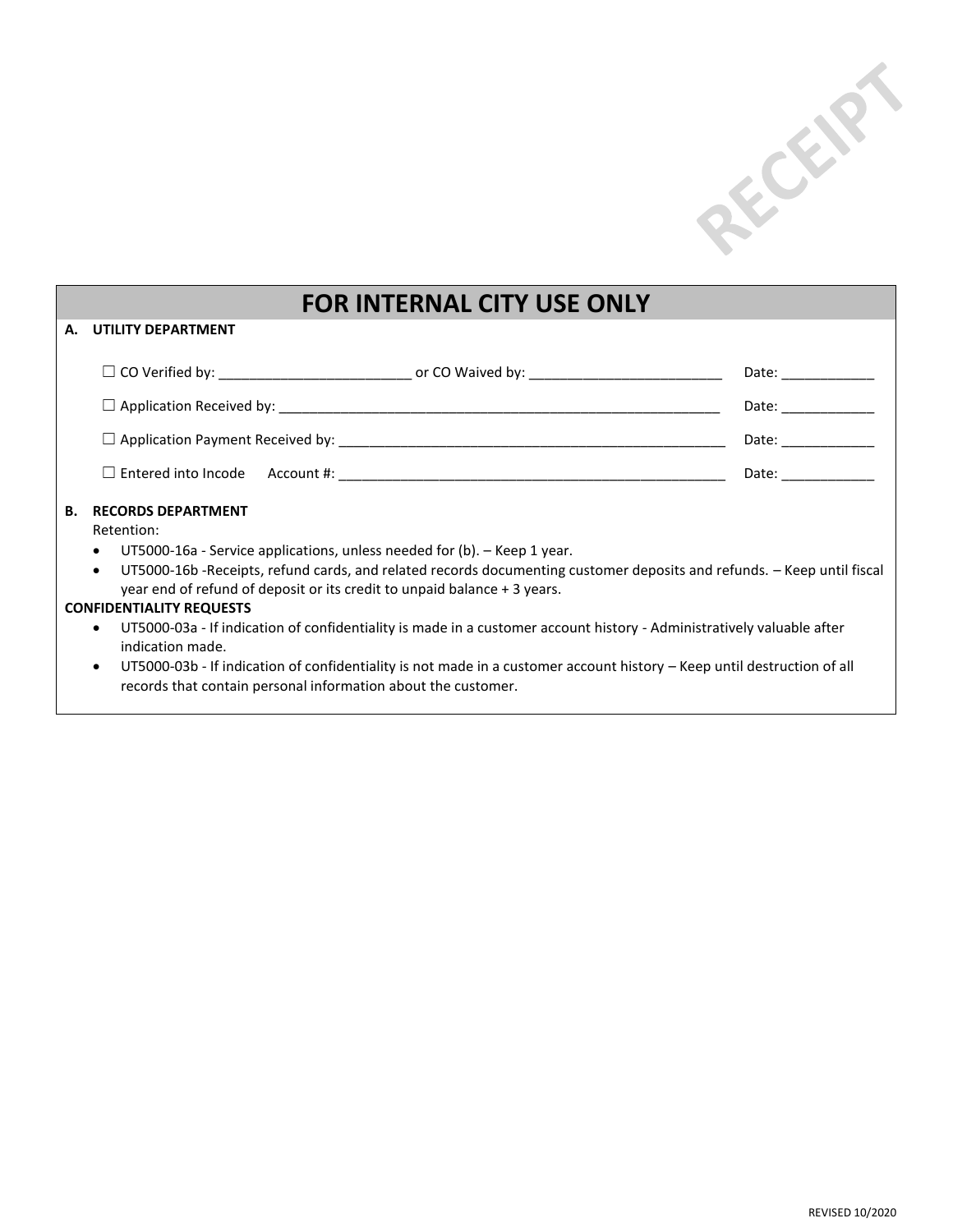RECEIPT

## FOR INTERNAL CITY USE ONLY

**A. UTILITY DEPARTMENT**

☐ CO Verified by: _________________________ or CO Waived by: _________________________ Date: ____________

☐ Application Received by: ____________________________________________________________ Date: ____________

☐ Application Payment Received by: ____________________________________________________ Date: ____________

☐ Entered into Incode Account #: _____________________________________________________ Date: ____________

**B. RECORDS DEPARTMENT**

Retention:

- UT5000-16a - Service applications, unless needed for (b). – Keep 1 year.
- UT5000-16b -Receipts, refund cards, and related records documenting customer deposits and refunds. – Keep until fiscal year end of refund of deposit or its credit to unpaid balance + 3 years.

**CONFIDENTIALITY REQUESTS**

- UT5000-03a - If indication of confidentiality is made in a customer account history - Administratively valuable after indication made.
- UT5000-03b - If indication of confidentiality is not made in a customer account history – Keep until destruction of all records that contain personal information about the customer.

REVISED 10/2020